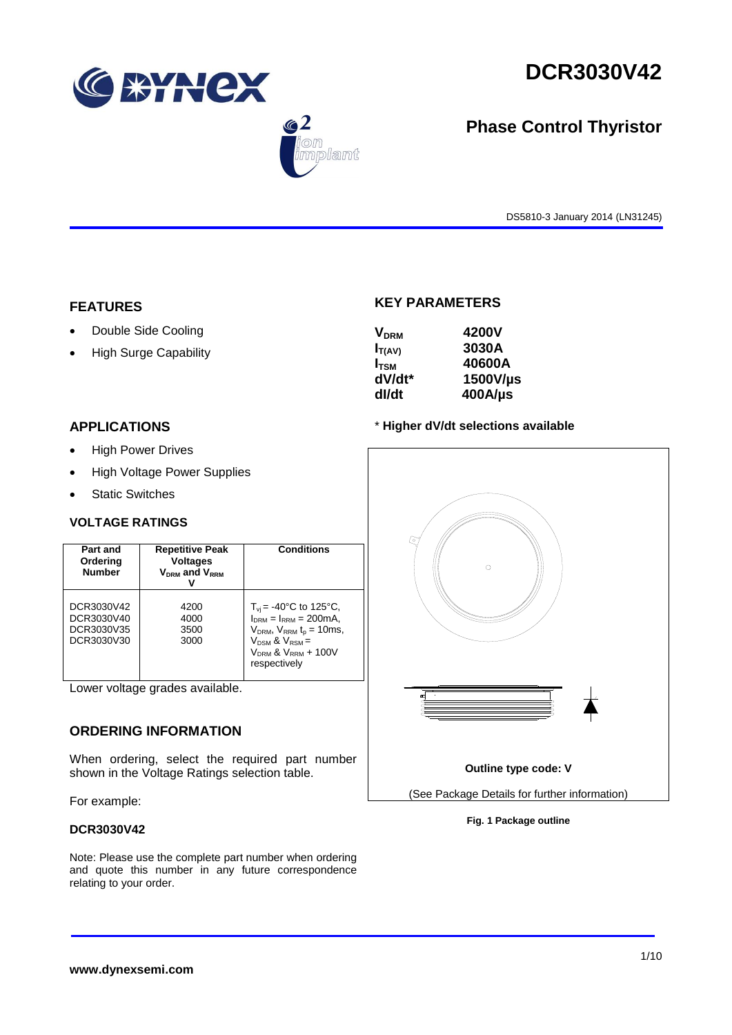# DCR3030V42

## Phase Control Thyristor

DS5810-3 January 2014 (LN31245)

## FEATURES

- Double Side Cooling
- High Surge Capability

## APPLICATIONS

- High Power Drives
- High Voltage Power Supplies
- Static Switches

## KEY PARAMETERS

| | |
|---|---|
| $V_{DRM}$ | **4200V** |
| $I_{T(AV)}$ | **3030A** |
| $I_{TSM}$ | **40600A** |
| **dV/dt*** | **1500V/µs** |
| **dI/dt** | **400A/µs** |

\* **Higher dV/dt selections available**

### VOLTAGE RATINGS

| Part and Ordering Number | Repetitive Peak Voltages $V_{DRM}$ and $V_{RRM}$ V | Conditions |
|---|---|---|
| DCR3030V42<br>DCR3030V40<br>DCR3030V35<br>DCR3030V30 | 4200<br>4000<br>3500<br>3000 | $T_{vj}$ = -40°C to 125°C, $I_{DRM}$ = $I_{RRM}$ = 200mA, $V_{DRM}$, $V_{RRM}$ $t_p$ = 10ms, $V_{DSM}$ & $V_{RSM}$ = $V_{DRM}$ & $V_{RRM}$ + 100V respectively |

Lower voltage grades available.

**Outline type code: V**

(See Package Details for further information)

**Fig. 1 Package outline**

## ORDERING INFORMATION

When ordering, select the required part number shown in the Voltage Ratings selection table.

For example:

**DCR3030V42**

Note: Please use the complete part number when ordering and quote this number in any future correspondence relating to your order.

**www.dynexsemi.com**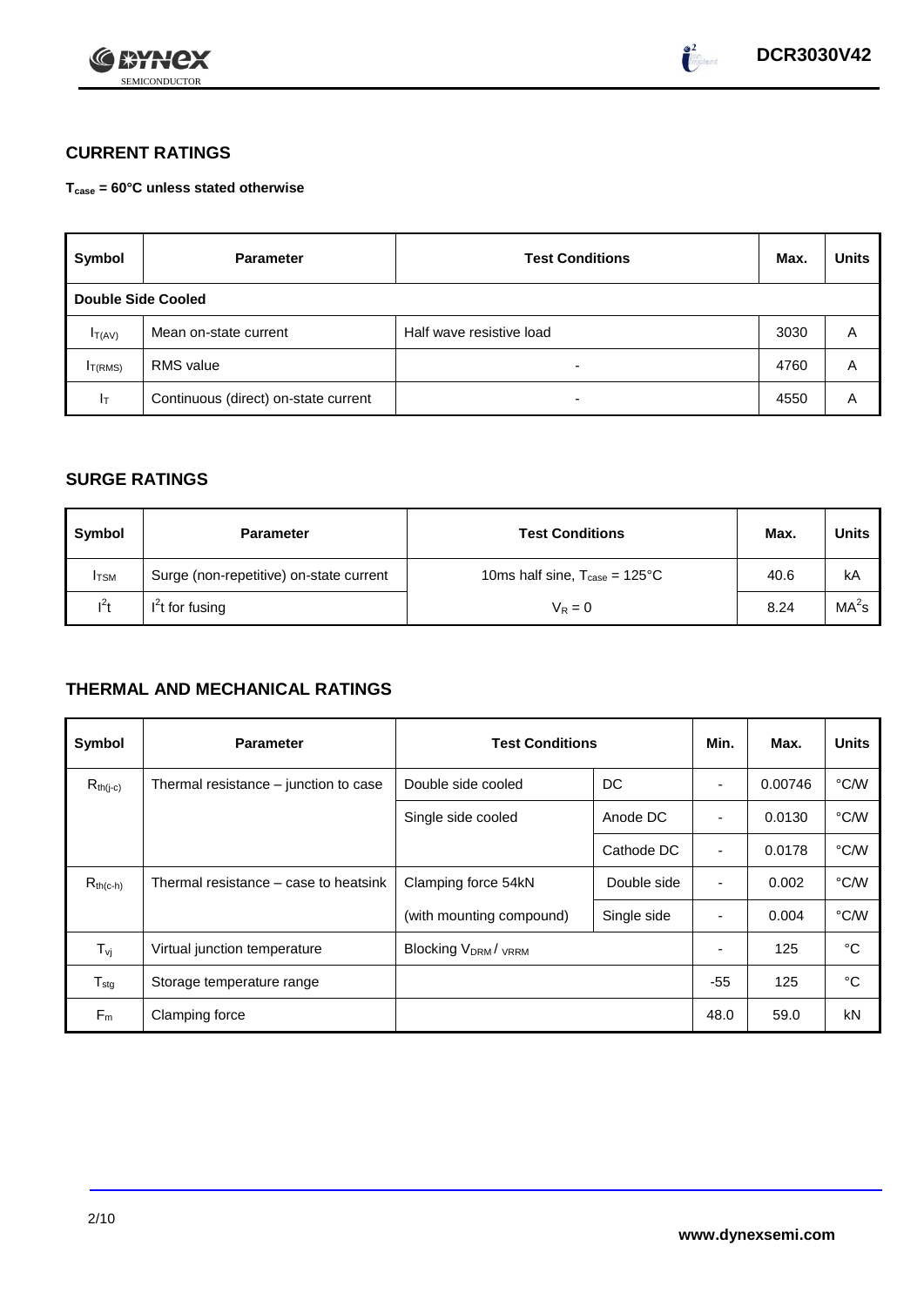## CURRENT RATINGS

**$T_{case}$ = 60°C unless stated otherwise**

| Symbol | Parameter | Test Conditions | Max. | Units |
|---|---|---|---|---|
| **Double Side Cooled** | | | | |
| $I_{T(AV)}$ | Mean on-state current | Half wave resistive load | 3030 | A |
| $I_{T(RMS)}$ | RMS value | - | 4760 | A |
| $I_T$ | Continuous (direct) on-state current | - | 4550 | A |

## SURGE RATINGS

| Symbol | Parameter | Test Conditions | Max. | Units |
|---|---|---|---|---|
| $I_{TSM}$ | Surge (non-repetitive) on-state current | 10ms half sine, $T_{case}$ = 125°C | 40.6 | kA |
| $I^2t$ | $I^2t$ for fusing | $V_R = 0$ | 8.24 | $MA^2s$ |

## THERMAL AND MECHANICAL RATINGS

| Symbol | Parameter | Test Conditions | | Min. | Max. | Units |
|---|---|---|---|---|---|---|
| $R_{th(j-c)}$ | Thermal resistance – junction to case | Double side cooled | DC | - | 0.00746 | °C/W |
| | | Single side cooled | Anode DC | - | 0.0130 | °C/W |
| | | | Cathode DC | - | 0.0178 | °C/W |
| $R_{th(c-h)}$ | Thermal resistance – case to heatsink | Clamping force 54kN | Double side | - | 0.002 | °C/W |
| | | (with mounting compound) | Single side | - | 0.004 | °C/W |
| $T_{vj}$ | Virtual junction temperature | Blocking $V_{DRM}$ / $V_{RRM}$ | | - | 125 | °C |
| $T_{stg}$ | Storage temperature range | | | -55 | 125 | °C |
| $F_m$ | Clamping force | | | 48.0 | 59.0 | kN |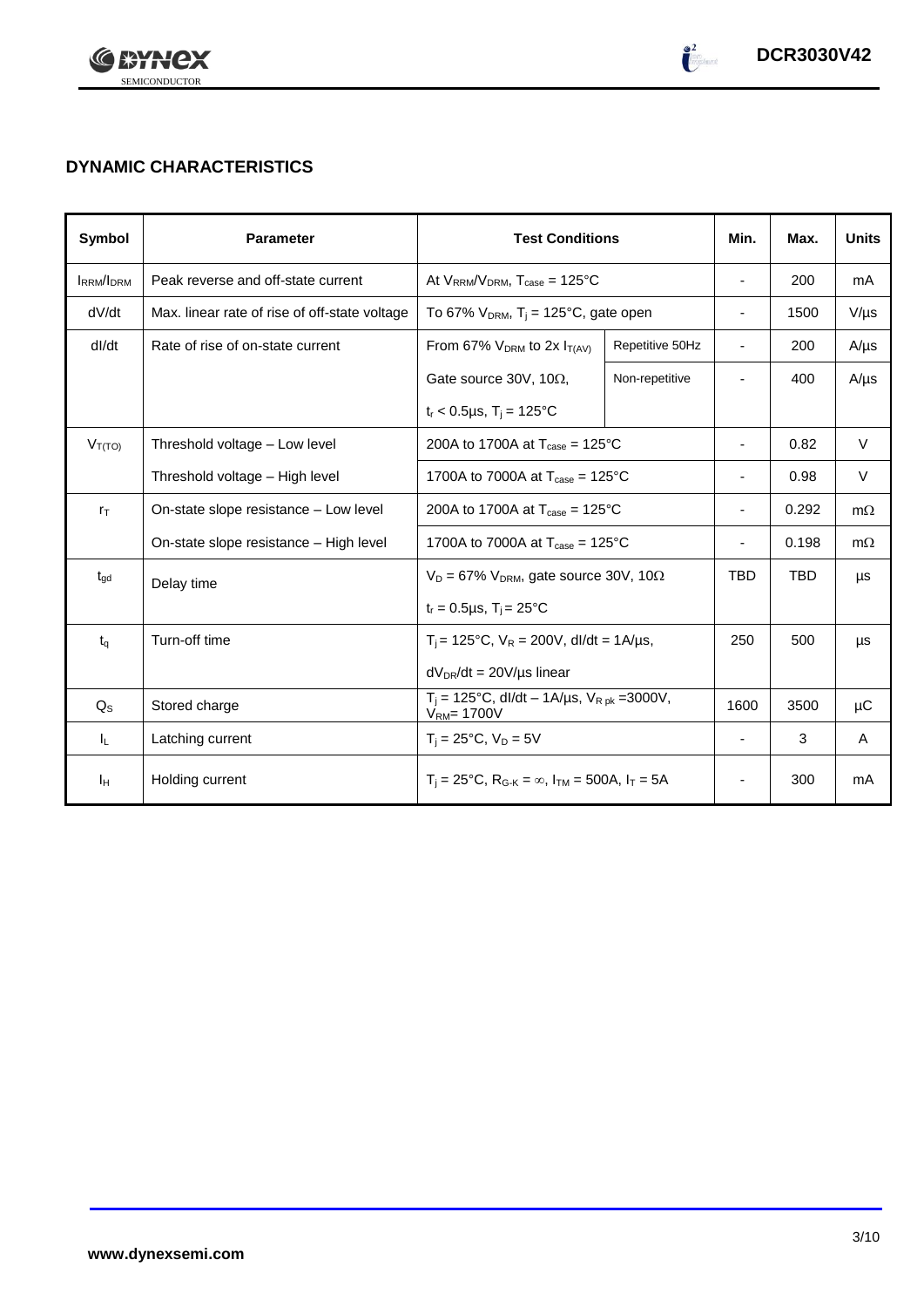## DYNAMIC CHARACTERISTICS

| Symbol | Parameter | Test Conditions | | Min. | Max. | Units |
|---|---|---|---|---|---|---|
| $I_{RRM}/I_{DRM}$ | Peak reverse and off-state current | At $V_{RRM}/V_{DRM}$, $T_{case}$ = 125°C | | - | 200 | mA |
| dV/dt | Max. linear rate of rise of off-state voltage | To 67% $V_{DRM}$, $T_j$ = 125°C, gate open | | - | 1500 | V/µs |
| dI/dt | Rate of rise of on-state current | From 67% $V_{DRM}$ to 2x $I_{T(AV)}$ | Repetitive 50Hz | - | 200 | A/µs |
| | | Gate source 30V, 10Ω, | Non-repetitive | - | 400 | A/µs |
| | | $t_r$ < 0.5µs, $T_j$ = 125°C | | | | |
| $V_{T(TO)}$ | Threshold voltage – Low level | 200A to 1700A at $T_{case}$ = 125°C | | - | 0.82 | V |
| | Threshold voltage – High level | 1700A to 7000A at $T_{case}$ = 125°C | | - | 0.98 | V |
| $r_T$ | On-state slope resistance – Low level | 200A to 1700A at $T_{case}$ = 125°C | | - | 0.292 | mΩ |
| | On-state slope resistance – High level | 1700A to 7000A at $T_{case}$ = 125°C | | - | 0.198 | mΩ |
| $t_{gd}$ | Delay time | $V_D$ = 67% $V_{DRM}$, gate source 30V, 10Ω | | TBD | TBD | µs |
| | | $t_r$ = 0.5µs, $T_j$ = 25°C | | | | |
| $t_q$ | Turn-off time | $T_j$ = 125°C, $V_R$ = 200V, dI/dt = 1A/µs, | | 250 | 500 | µs |
| | | $dV_{DR}/dt$ = 20V/µs linear | | | | |
| $Q_S$ | Stored charge | $T_j$ = 125°C, dI/dt – 1A/µs, $V_{R\,pk}$ =3000V, $V_{RM}$= 1700V | | 1600 | 3500 | µC |
| $I_L$ | Latching current | $T_j$ = 25°C, $V_D$ = 5V | | - | 3 | A |
| $I_H$ | Holding current | $T_j$ = 25°C, $R_{G-K}$ = ∞, $I_{TM}$ = 500A, $I_T$ = 5A | | - | 300 | mA |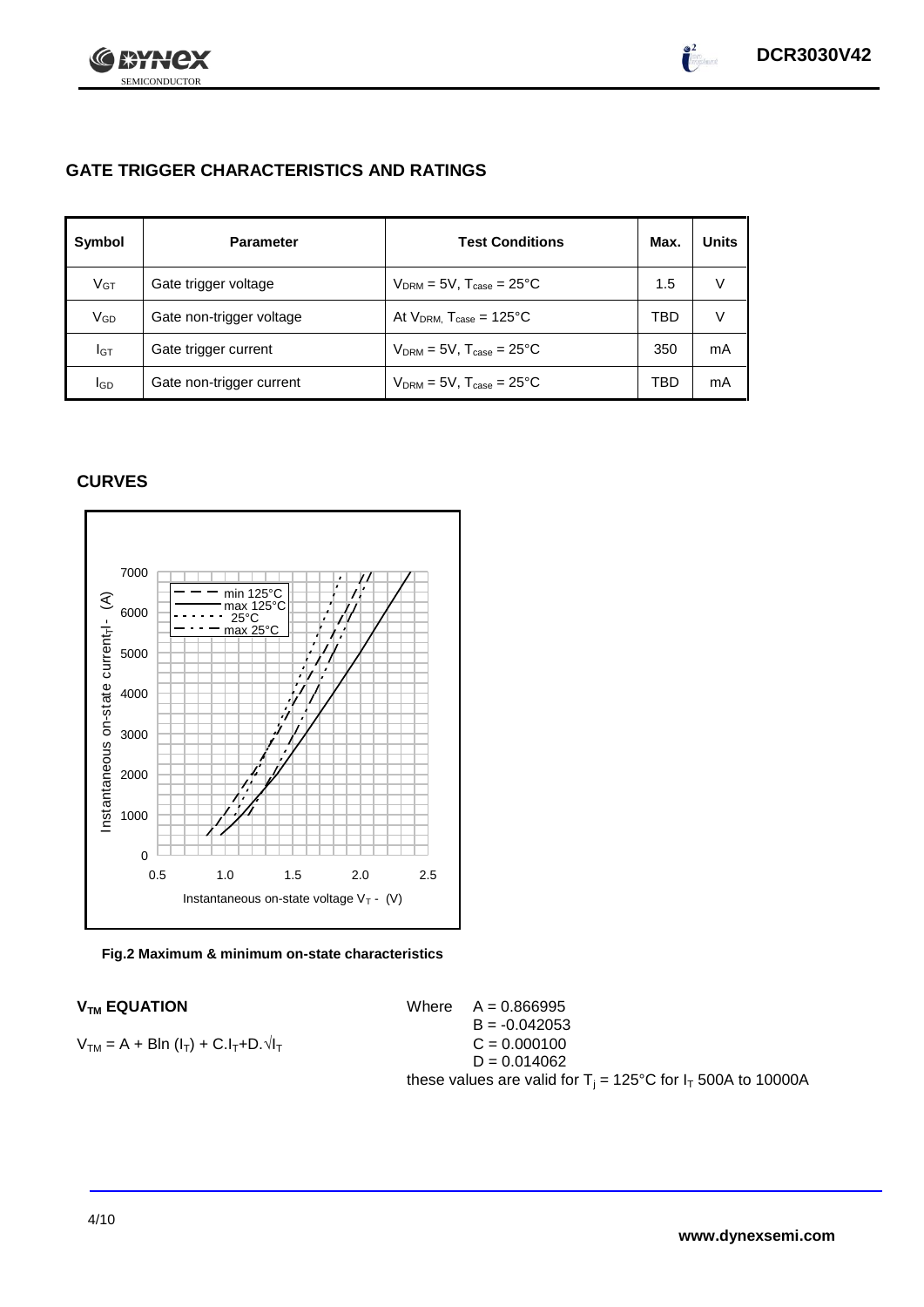## GATE TRIGGER CHARACTERISTICS AND RATINGS

| Symbol | Parameter | Test Conditions | Max. | Units |
|---|---|---|---|---|
| $V_{GT}$ | Gate trigger voltage | $V_{DRM}$ = 5V, $T_{case}$ = 25°C | 1.5 | V |
| $V_{GD}$ | Gate non-trigger voltage | At $V_{DRM}$, $T_{case}$ = 125°C | TBD | V |
| $I_{GT}$ | Gate trigger current | $V_{DRM}$ = 5V, $T_{case}$ = 25°C | 350 | mA |
| $I_{GD}$ | Gate non-trigger current | $V_{DRM}$ = 5V, $T_{case}$ = 25°C | TBD | mA |

## CURVES

Fig.2 Maximum & minimum on-state characteristics

### $V_{TM}$ EQUATION

$$V_{TM} = A + B\ln(I_T) + C.I_T + D.\sqrt{I_T}$$

Where A = 0.866995
B = -0.042053
C = 0.000100
D = 0.014062

these values are valid for $T_j$ = 125°C for $I_T$ 500A to 10000A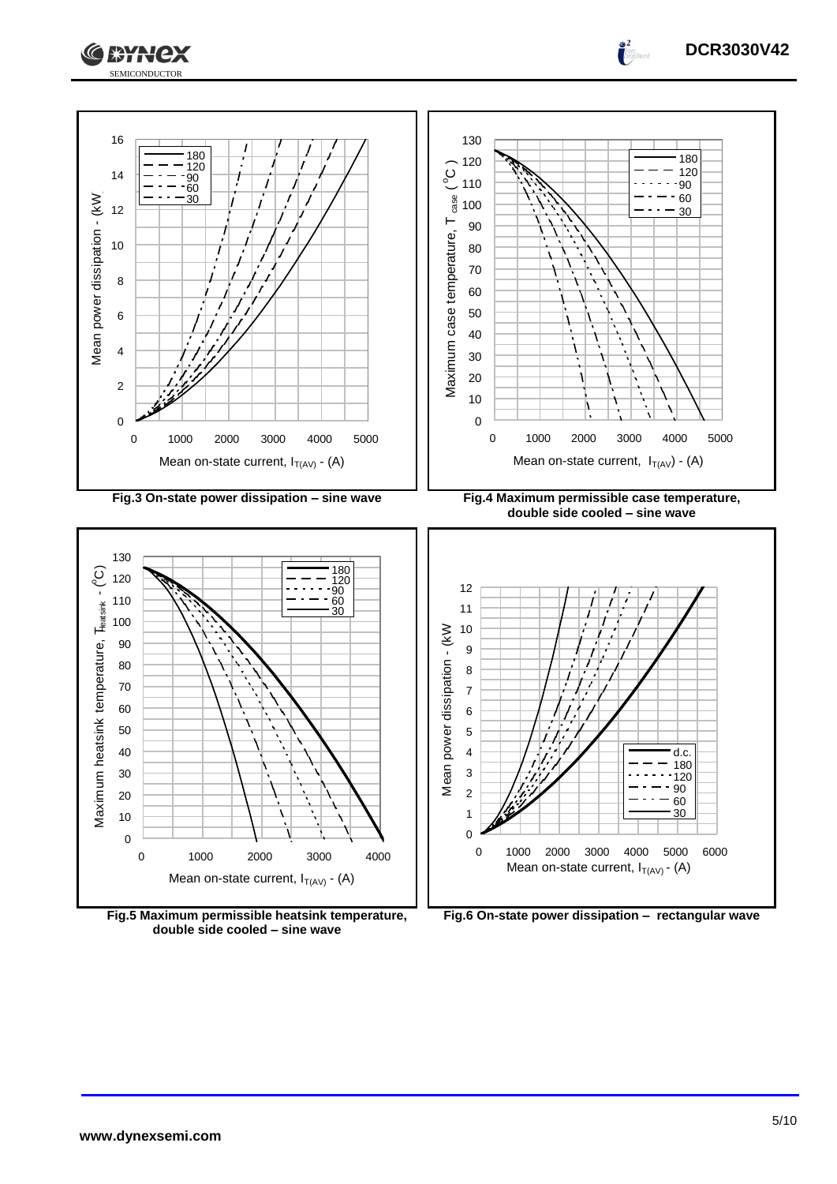Fig.3 On-state power dissipation – sine wave

Fig.4 Maximum permissible case temperature, double side cooled – sine wave

Fig.5 Maximum permissible heatsink temperature, double side cooled – sine wave

Fig.6 On-state power dissipation – rectangular wave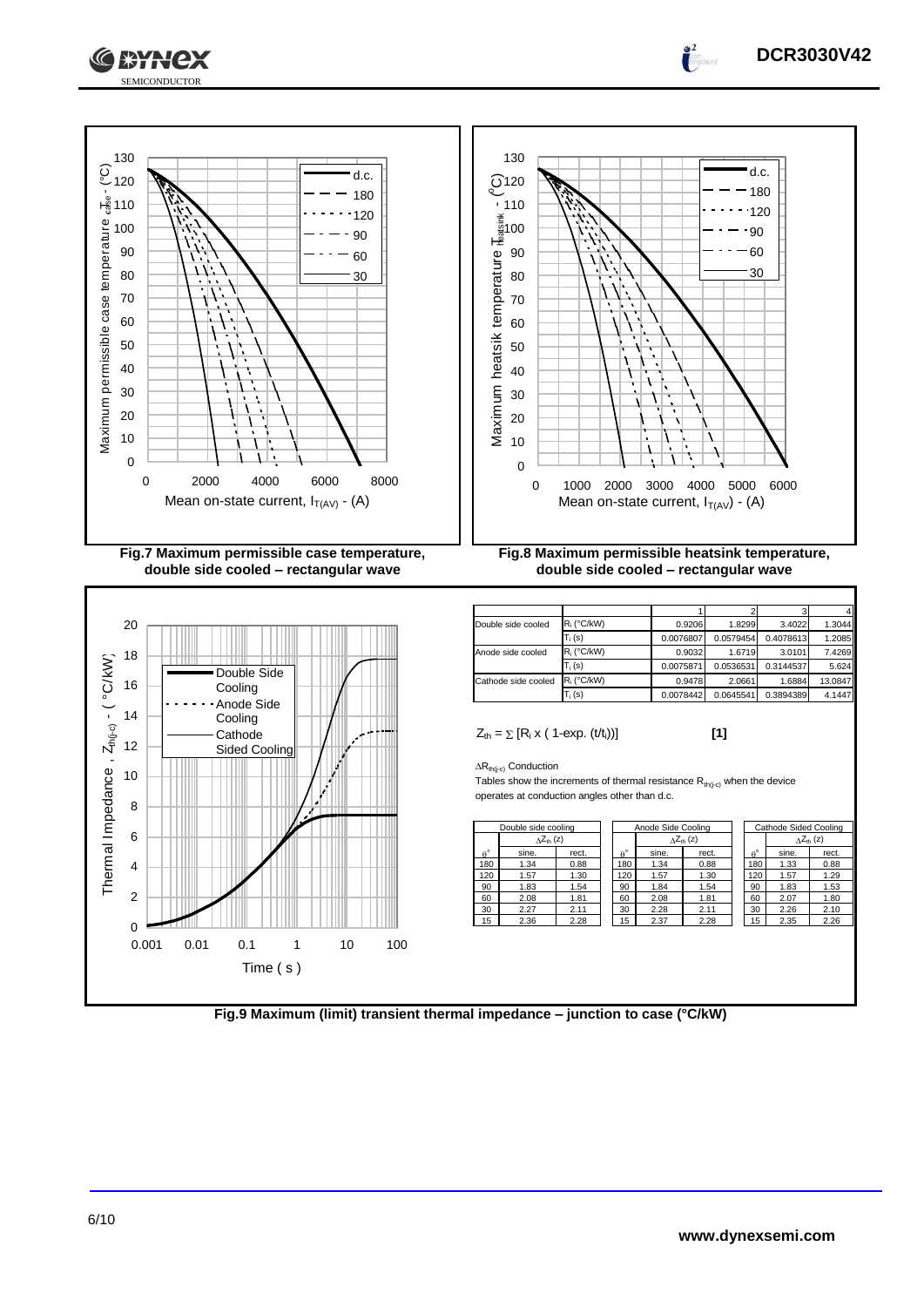Fig.7 Maximum permissible case temperature, double side cooled – rectangular wave

Fig.8 Maximum permissible heatsink temperature, double side cooled – rectangular wave

| | | 1 | 2 | 3 | 4 |
|---|---|---|---|---|---|
| Double side cooled | $R_i$ (°C/kW) | 0.9206 | 1.8299 | 3.4022 | 1.3044 |
| | $T_i$ (s) | 0.0076807 | 0.0579454 | 0.4078613 | 1.2085 |
| Anode side cooled | $R_i$ (°C/kW) | 0.9032 | 1.6719 | 3.0101 | 7.4269 |
| | $T_i$ (s) | 0.0075871 | 0.0536531 | 0.3144537 | 5.624 |
| Cathode side cooled | $R_i$ (°C/kW) | 0.9478 | 2.0661 | 1.6884 | 13.0847 |
| | $T_i$ (s) | 0.0078442 | 0.0645541 | 0.3894389 | 4.1447 |

$$Z_{th} = \sum [R_i \times ( 1\text{-exp.} (t/t_i))] \quad \textbf{[1]}$$

$\Delta R_{th(j\text{-}c)}$ Conduction

Tables show the increments of thermal resistance $R_{th(j\text{-}c)}$ when the device operates at conduction angles other than d.c.

| Double side cooling | | |
|---|---|---|
| | $\Delta Z_{th}$ (z) | |
| θ° | sine. | rect. |
| 180 | 1.34 | 0.88 |
| 120 | 1.57 | 1.30 |
| 90 | 1.83 | 1.54 |
| 60 | 2.08 | 1.81 |
| 30 | 2.27 | 2.11 |
| 15 | 2.36 | 2.28 |

| Anode Side Cooling | | |
|---|---|---|
| | $\Delta Z_{th}$ (z) | |
| θ° | sine. | rect. |
| 180 | 1.34 | 0.88 |
| 120 | 1.57 | 1.30 |
| 90 | 1.84 | 1.54 |
| 60 | 2.08 | 1.81 |
| 30 | 2.28 | 2.11 |
| 15 | 2.37 | 2.28 |

| Cathode Sided Cooling | | |
|---|---|---|
| | $\Delta Z_{th}$ (z) | |
| θ° | sine. | rect. |
| 180 | 1.33 | 0.88 |
| 120 | 1.57 | 1.29 |
| 90 | 1.83 | 1.53 |
| 60 | 2.07 | 1.80 |
| 30 | 2.26 | 2.10 |
| 15 | 2.35 | 2.26 |

Fig.9 Maximum (limit) transient thermal impedance – junction to case (°C/kW)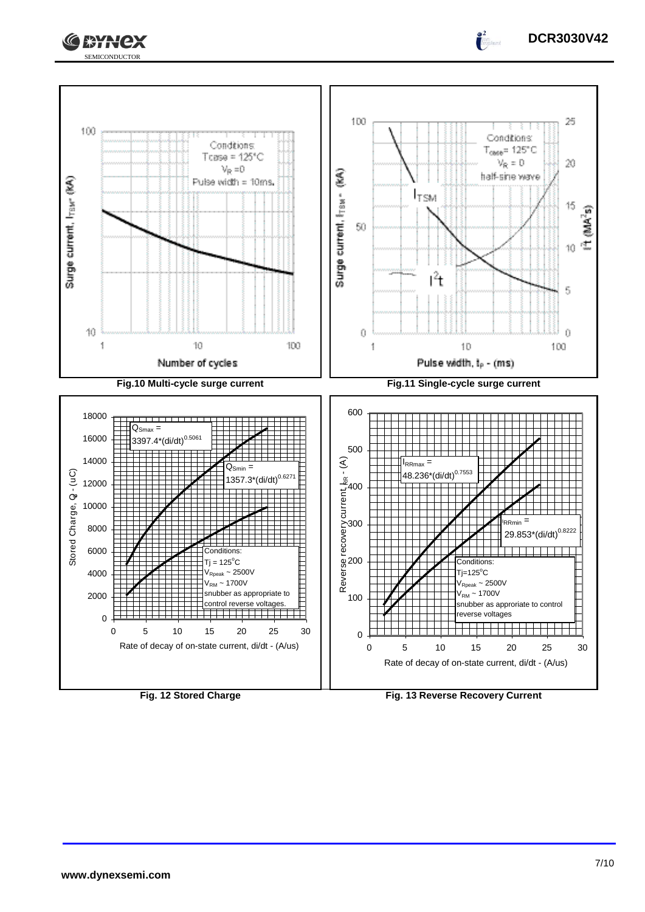Conditions:
$T_{case}$ = 125°C
$V_R$ = 0
Pulse width = 10ms.

Surge current, $I_{TSM}$ (kA)

Number of cycles

**Fig.10 Multi-cycle surge current**

Conditions:
$T_{case}$ = 125°C
$V_R$ = 0
half-sine wave

$I_{TSM}$

$I^2t$

Surge current, $I_{TSM}$ - (kA)

$I^2t$ ($MA^2s$)

Pulse width, $t_p$ - (ms)

**Fig.11 Single-cycle surge current**

$Q_{Smax} = 3397.4*(di/dt)^{0.5061}$

$Q_{Smin} = 1357.3*(di/dt)^{0.6271}$

Conditions:
$T_j$ = 125°C
$V_{Rpeak}$ ~ 2500V
$V_{RM}$ ~ 1700V
snubber as appropriate to control reverse voltages.

Stored Charge, $Q_S$ - (uC)

Rate of decay of on-state current, di/dt - (A/us)

**Fig. 12 Stored Charge**

$I_{RRmax} = 48.236*(di/dt)^{0.7553}$

$I_{RRmin} = 29.853*(di/dt)^{0.8222}$

Conditions:
$T_j$=125°C
$V_{Rpeak}$ ~ 2500V
$V_{RM}$ ~ 1700V
snubber as approriate to control reverse voltages

Reverse recovery current, $I_{RR}$ - (A)

Rate of decay of on-state current, di/dt - (A/us)

**Fig. 13 Reverse Recovery Current**

www.dynexsemi.com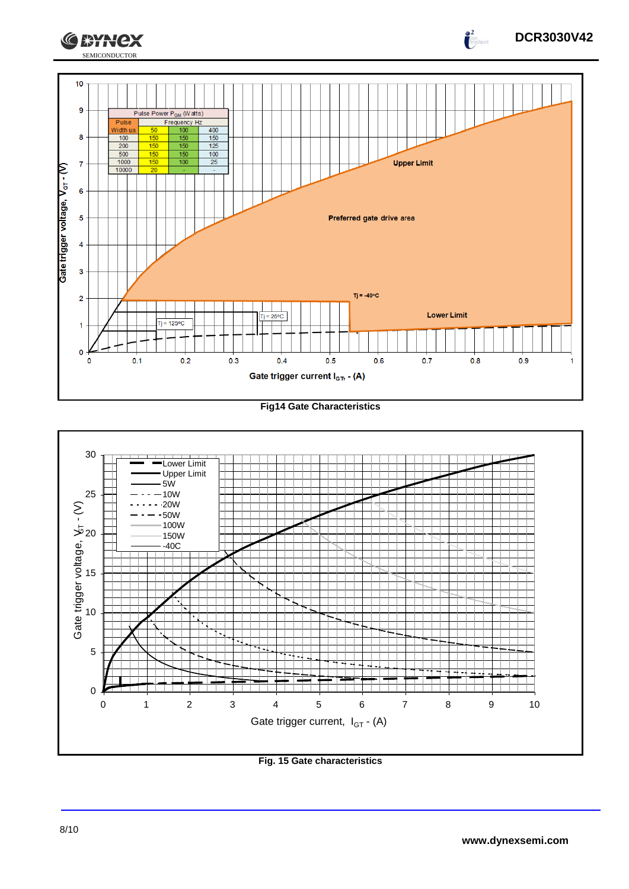| Pulse Power $P_{GM}$ (Watts) | | | |
|---|---|---|---|
| Pulse Width us | Frequency Hz | | |
| | 50 | 100 | 400 |
| 100 | 150 | 150 | 150 |
| 200 | 150 | 150 | 125 |
| 500 | 150 | 150 | 100 |
| 1000 | 150 | 100 | 25 |
| 10000 | 20 | - | - |

Fig14 Gate Characteristics

Fig. 15 Gate characteristics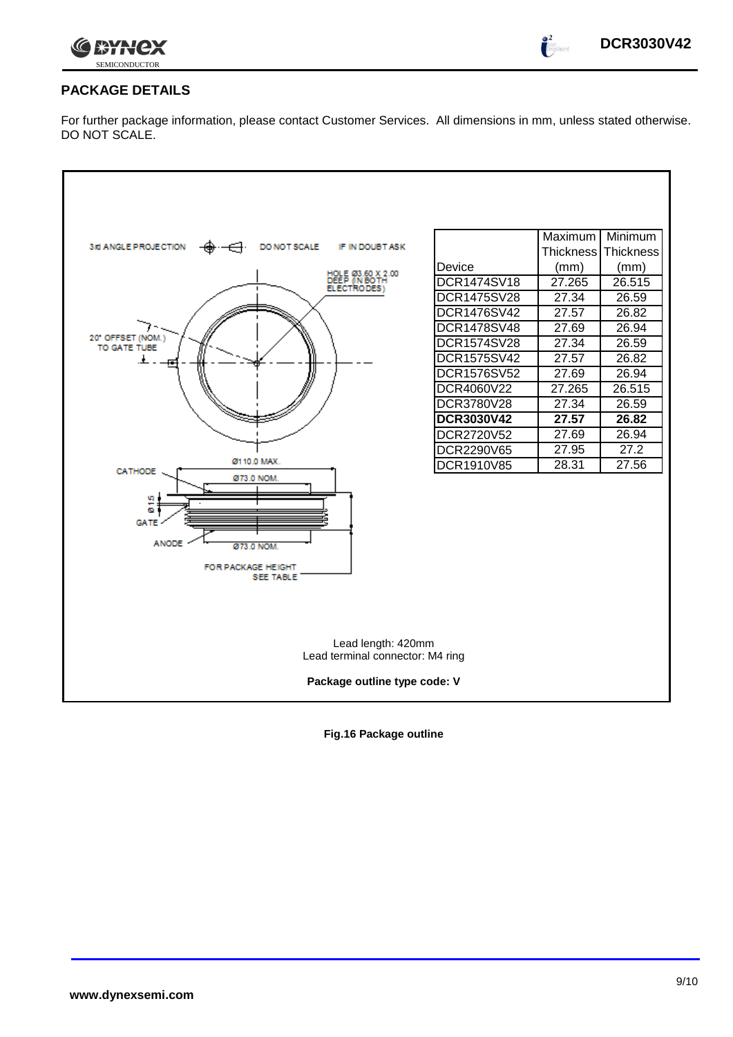## PACKAGE DETAILS

For further package information, please contact Customer Services. All dimensions in mm, unless stated otherwise. DO NOT SCALE.

| Device | Maximum Thickness (mm) | Minimum Thickness (mm) |
|---|---|---|
| DCR1474SV18 | 27.265 | 26.515 |
| DCR1475SV28 | 27.34 | 26.59 |
| DCR1476SV42 | 27.57 | 26.82 |
| DCR1478SV48 | 27.69 | 26.94 |
| DCR1574SV28 | 27.34 | 26.59 |
| DCR1575SV42 | 27.57 | 26.82 |
| DCR1576SV52 | 27.69 | 26.94 |
| DCR4060V22 | 27.265 | 26.515 |
| DCR3780V28 | 27.34 | 26.59 |
| **DCR3030V42** | **27.57** | **26.82** |
| DCR2720V52 | 27.69 | 26.94 |
| DCR2290V65 | 27.95 | 27.2 |
| DCR1910V85 | 28.31 | 27.56 |

3rd ANGLE PROJECTION DO NOT SCALE IF IN DOUBT ASK

HOLE Ø3.60 X 2.00 DEEP (IN BOTH ELECTRODES)

20° OFFSET (NOM.) TO GATE TUBE

Ø110.0 MAX.

CATHODE

Ø73.0 NOM.

Ø1.5

GATE

ANODE

Ø73.0 NOM.

FOR PACKAGE HEIGHT SEE TABLE

Lead length: 420mm
Lead terminal connector: M4 ring

**Package outline type code: V**

**Fig.16 Package outline**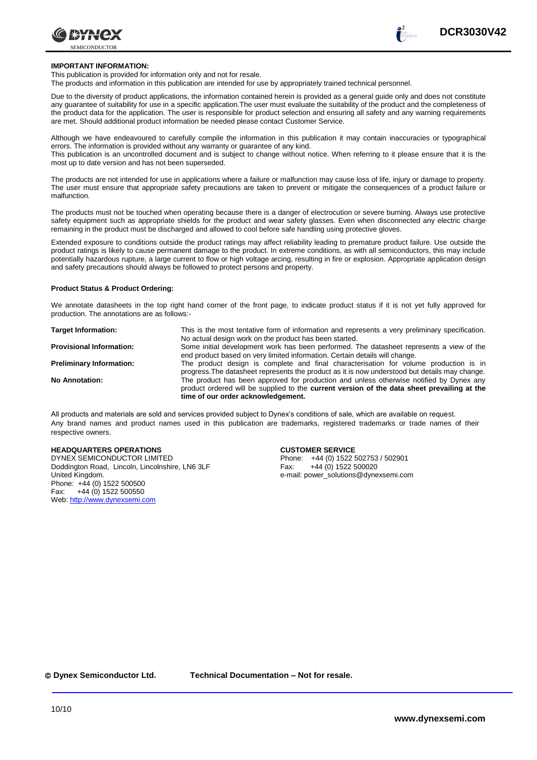**IMPORTANT INFORMATION:**

This publication is provided for information only and not for resale.

The products and information in this publication are intended for use by appropriately trained technical personnel.

Due to the diversity of product applications, the information contained herein is provided as a general guide only and does not constitute any guarantee of suitability for use in a specific application.The user must evaluate the suitability of the product and the completeness of the product data for the application. The user is responsible for product selection and ensuring all safety and any warning requirements are met. Should additional product information be needed please contact Customer Service.

Although we have endeavoured to carefully compile the information in this publication it may contain inaccuracies or typographical errors. The information is provided without any warranty or guarantee of any kind.

This publication is an uncontrolled document and is subject to change without notice. When referring to it please ensure that it is the most up to date version and has not been superseded.

The products are not intended for use in applications where a failure or malfunction may cause loss of life, injury or damage to property. The user must ensure that appropriate safety precautions are taken to prevent or mitigate the consequences of a product failure or malfunction.

The products must not be touched when operating because there is a danger of electrocution or severe burning. Always use protective safety equipment such as appropriate shields for the product and wear safety glasses. Even when disconnected any electric charge remaining in the product must be discharged and allowed to cool before safe handling using protective gloves.

Extended exposure to conditions outside the product ratings may affect reliability leading to premature product failure. Use outside the product ratings is likely to cause permanent damage to the product. In extreme conditions, as with all semiconductors, this may include potentially hazardous rupture, a large current to flow or high voltage arcing, resulting in fire or explosion. Appropriate application design and safety precautions should always be followed to protect persons and property.

**Product Status & Product Ordering:**

We annotate datasheets in the top right hand corner of the front page, to indicate product status if it is not yet fully approved for production. The annotations are as follows:-

| | |
|---|---|
| **Target Information:** | This is the most tentative form of information and represents a very preliminary specification. No actual design work on the product has been started. |
| **Provisional Information:** | Some initial development work has been performed. The datasheet represents a view of the end product based on very limited information. Certain details will change. |
| **Preliminary Information:** | The product design is complete and final characterisation for volume production is in progress.The datasheet represents the product as it is now understood but details may change. |
| **No Annotation:** | The product has been approved for production and unless otherwise notified by Dynex any product ordered will be supplied to the **current version of the data sheet prevailing at the time of our order acknowledgement.** |

All products and materials are sold and services provided subject to Dynex's conditions of sale, which are available on request.

Any brand names and product names used in this publication are trademarks, registered trademarks or trade names of their respective owners.

**HEADQUARTERS OPERATIONS**

DYNEX SEMICONDUCTOR LIMITED
Doddington Road, Lincoln, Lincolnshire, LN6 3LF
United Kingdom.
Phone: +44 (0) 1522 500500
Fax: +44 (0) 1522 500550
Web: http://www.dynexsemi.com

**CUSTOMER SERVICE**

Phone: +44 (0) 1522 502753 / 502901
Fax: +44 (0) 1522 500020
e-mail: power_solutions@dynexsemi.com

© **Dynex Semiconductor Ltd.** **Technical Documentation – Not for resale.**